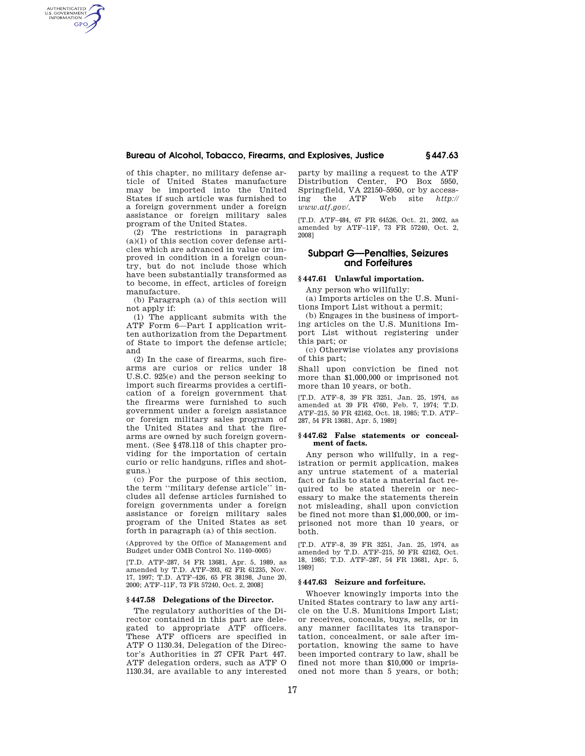of this chapter, no military defense article of United States manufacture may be imported into the United States if such article was furnished to a foreign government under a foreign assistance or foreign military sales program of the United States.

(2) The restrictions in paragraph (a)(1) of this section cover defense articles which are advanced in value or improved in condition in a foreign country, but do not include those which have been substantially transformed as to become, in effect, articles of foreign manufacture.

(b) Paragraph (a) of this section will not apply if:

(1) The applicant submits with the ATF Form 6—Part I application written authorization from the Department of State to import the defense article; and

(2) In the case of firearms, such firearms are curios or relics under 18 U.S.C. 925(e) and the person seeking to import such firearms provides a certification of a foreign government that the firearms were furnished to such government under a foreign assistance or foreign military sales program of the United States and that the firearms are owned by such foreign government. (See §478.118 of this chapter providing for the importation of certain curio or relic handguns, rifles and shotguns.)

(c) For the purpose of this section, the term ''military defense article'' includes all defense articles furnished to foreign governments under a foreign assistance or foreign military sales program of the United States as set forth in paragraph (a) of this section.

(Approved by the Office of Management and Budget under OMB Control No. 1140–0005)

[T.D. ATF–287, 54 FR 13681, Apr. 5, 1989, as amended by T.D. ATF–393, 62 FR 61235, Nov. 17, 1997; T.D. ATF–426, 65 FR 38198, June 20, 2000; ATF–11F, 73 FR 57240, Oct. 2, 2008]

### § 447.58 Delegations of the Director.

The regulatory authorities of the Director contained in this part are delegated to appropriate ATF officers. These ATF officers are specified in ATF O 1130.34, Delegation of the Director's Authorities in 27 CFR Part 447. ATF delegation orders, such as ATF O 1130.34, are available to any interested party by mailing a request to the ATF Distribution Center, PO Box 5950, Springfield, VA 22150–5950, or by accessing the ATF Web site *http://www.atf.gov/*.

[T.D. ATF–484, 67 FR 64526, Oct. 21, 2002, as amended by ATF–11F, 73 FR 57240, Oct. 2, 2008]

## Subpart G—Penalties, Seizures and Forfeitures

### § 447.61 Unlawful importation.

Any person who willfully:

(a) Imports articles on the U.S. Munitions Import List without a permit;

(b) Engages in the business of importing articles on the U.S. Munitions Import List without registering under this part; or

(c) Otherwise violates any provisions of this part;

Shall upon conviction be fined not more than $1,000,000 or imprisoned not more than 10 years, or both.

[T.D. ATF–8, 39 FR 3251, Jan. 25, 1974, as amended at 39 FR 4760, Feb. 7, 1974; T.D. ATF–215, 50 FR 42162, Oct. 18, 1985; T.D. ATF–287, 54 FR 13681, Apr. 5, 1989]

### § 447.62 False statements or concealment of facts.

Any person who willfully, in a registration or permit application, makes any untrue statement of a material fact or fails to state a material fact required to be stated therein or necessary to make the statements therein not misleading, shall upon conviction be fined not more than $1,000,000, or imprisoned not more than 10 years, or both.

[T.D. ATF–8, 39 FR 3251, Jan. 25, 1974, as amended by T.D. ATF–215, 50 FR 42162, Oct. 18, 1985; T.D. ATF–287, 54 FR 13681, Apr. 5, 1989]

### § 447.63 Seizure and forfeiture.

Whoever knowingly imports into the United States contrary to law any article on the U.S. Munitions Import List; or receives, conceals, buys, sells, or in any manner facilitates its transportation, concealment, or sale after importation, knowing the same to have been imported contrary to law, shall be fined not more than $10,000 or imprisoned not more than 5 years, or both;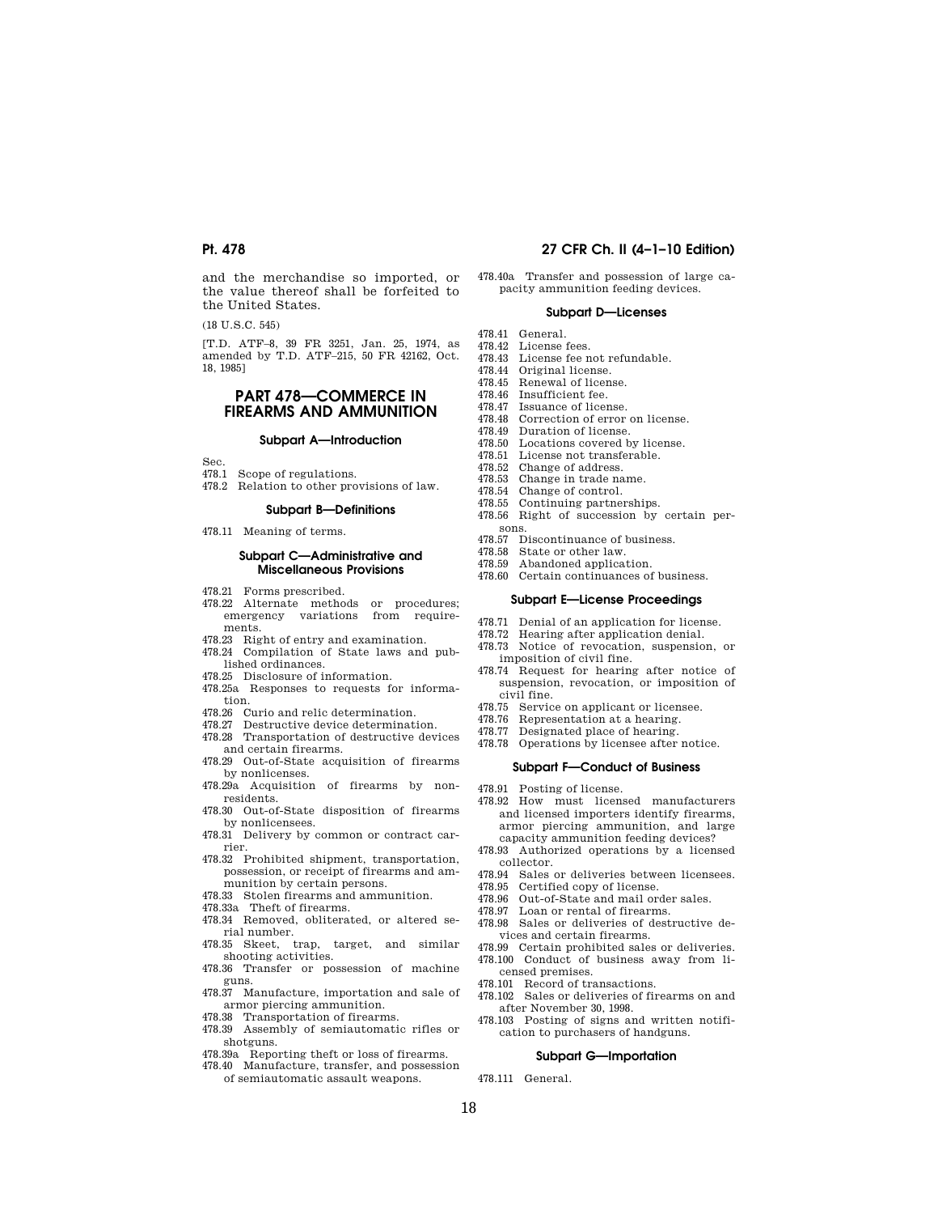and the merchandise so imported, or the value thereof shall be forfeited to the United States.

(18 U.S.C. 545)

[T.D. ATF–8, 39 FR 3251, Jan. 25, 1974, as amended by T.D. ATF–215, 50 FR 42162, Oct. 18, 1985]

# PART 478—COMMERCE IN FIREARMS AND AMMUNITION

### Subpart A—Introduction

Sec.
478.1 Scope of regulations.
478.2 Relation to other provisions of law.

### Subpart B—Definitions

478.11 Meaning of terms.

### Subpart C—Administrative and Miscellaneous Provisions

478.21 Forms prescribed.
478.22 Alternate methods or procedures; emergency variations from requirements.
478.23 Right of entry and examination.
478.24 Compilation of State laws and published ordinances.
478.25 Disclosure of information.
478.25a Responses to requests for information.
478.26 Curio and relic determination.
478.27 Destructive device determination.
478.28 Transportation of destructive devices and certain firearms.
478.29 Out-of-State acquisition of firearms by nonlicenses.
478.29a Acquisition of firearms by nonresidents.
478.30 Out-of-State disposition of firearms by nonlicensees.
478.31 Delivery by common or contract carrier.
478.32 Prohibited shipment, transportation, possession, or receipt of firearms and ammunition by certain persons.
478.33 Stolen firearms and ammunition.
478.33a Theft of firearms.
478.34 Removed, obliterated, or altered serial number.
478.35 Skeet, trap, target, and similar shooting activities.
478.36 Transfer or possession of machine guns.
478.37 Manufacture, importation and sale of armor piercing ammunition.
478.38 Transportation of firearms.
478.39 Assembly of semiautomatic rifles or shotguns.
478.39a Reporting theft or loss of firearms.
478.40 Manufacture, transfer, and possession of semiautomatic assault weapons.
478.40a Transfer and possession of large capacity ammunition feeding devices.

### Subpart D—Licenses

478.41 General.
478.42 License fees.
478.43 License fee not refundable.
478.44 Original license.
478.45 Renewal of license.
478.46 Insufficient fee.
478.47 Issuance of license.
478.48 Correction of error on license.
478.49 Duration of license.
478.50 Locations covered by license.
478.51 License not transferable.
478.52 Change of address.
478.53 Change in trade name.
478.54 Change of control.
478.55 Continuing partnerships.
478.56 Right of succession by certain persons.
478.57 Discontinuance of business.
478.58 State or other law.
478.59 Abandoned application.
478.60 Certain continuances of business.

### Subpart E—License Proceedings

478.71 Denial of an application for license.
478.72 Hearing after application denial.
478.73 Notice of revocation, suspension, or imposition of civil fine.
478.74 Request for hearing after notice of suspension, revocation, or imposition of civil fine.
478.75 Service on applicant or licensee.
478.76 Representation at a hearing.
478.77 Designated place of hearing.
478.78 Operations by licensee after notice.

### Subpart F—Conduct of Business

478.91 Posting of license.
478.92 How must licensed manufacturers and licensed importers identify firearms, armor piercing ammunition, and large capacity ammunition feeding devices?
478.93 Authorized operations by a licensed collector.
478.94 Sales or deliveries between licensees.
478.95 Certified copy of license.
478.96 Out-of-State and mail order sales.
478.97 Loan or rental of firearms.
478.98 Sales or deliveries of destructive devices and certain firearms.
478.99 Certain prohibited sales or deliveries.
478.100 Conduct of business away from licensed premises.
478.101 Record of transactions.
478.102 Sales or deliveries of firearms on and after November 30, 1998.
478.103 Posting of signs and written notification to purchasers of handguns.

### Subpart G—Importation

478.111 General.